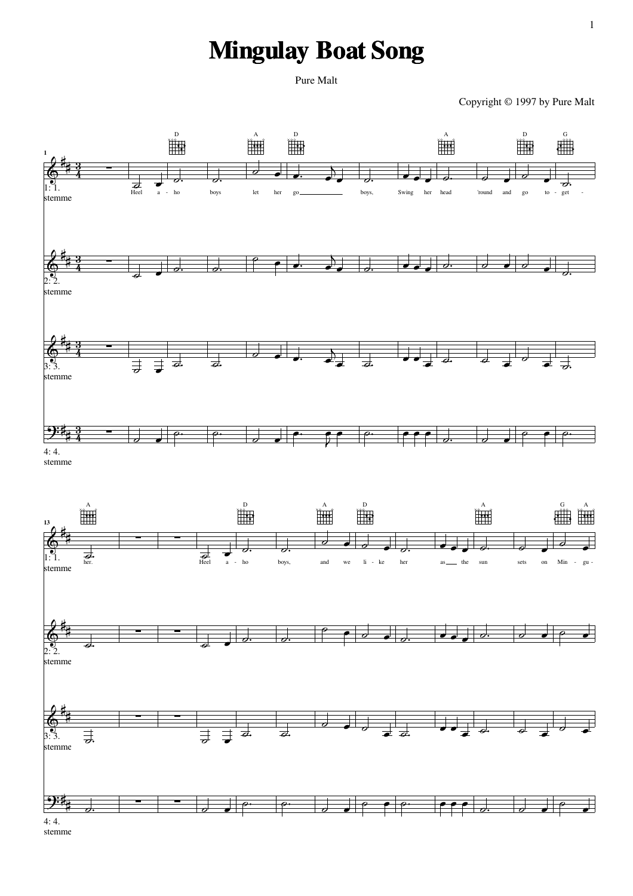# Mingulay Boat Song

Pure Malt

Copyright © 1997 by Pure Malt

1: 1. stemme

D A D A D G

Heel a - ho boys let her go boys, Swing her head 'round and go to - get -

2: 2. stemme

3: 3. stemme

4: 4. stemme

A D A D A G A

her. Heel a - ho boys, and we li - ke her as the sun sets on Min - gu -

1: 1. stemme

2: 2. stemme

3: 3. stemme

4: 4. stemme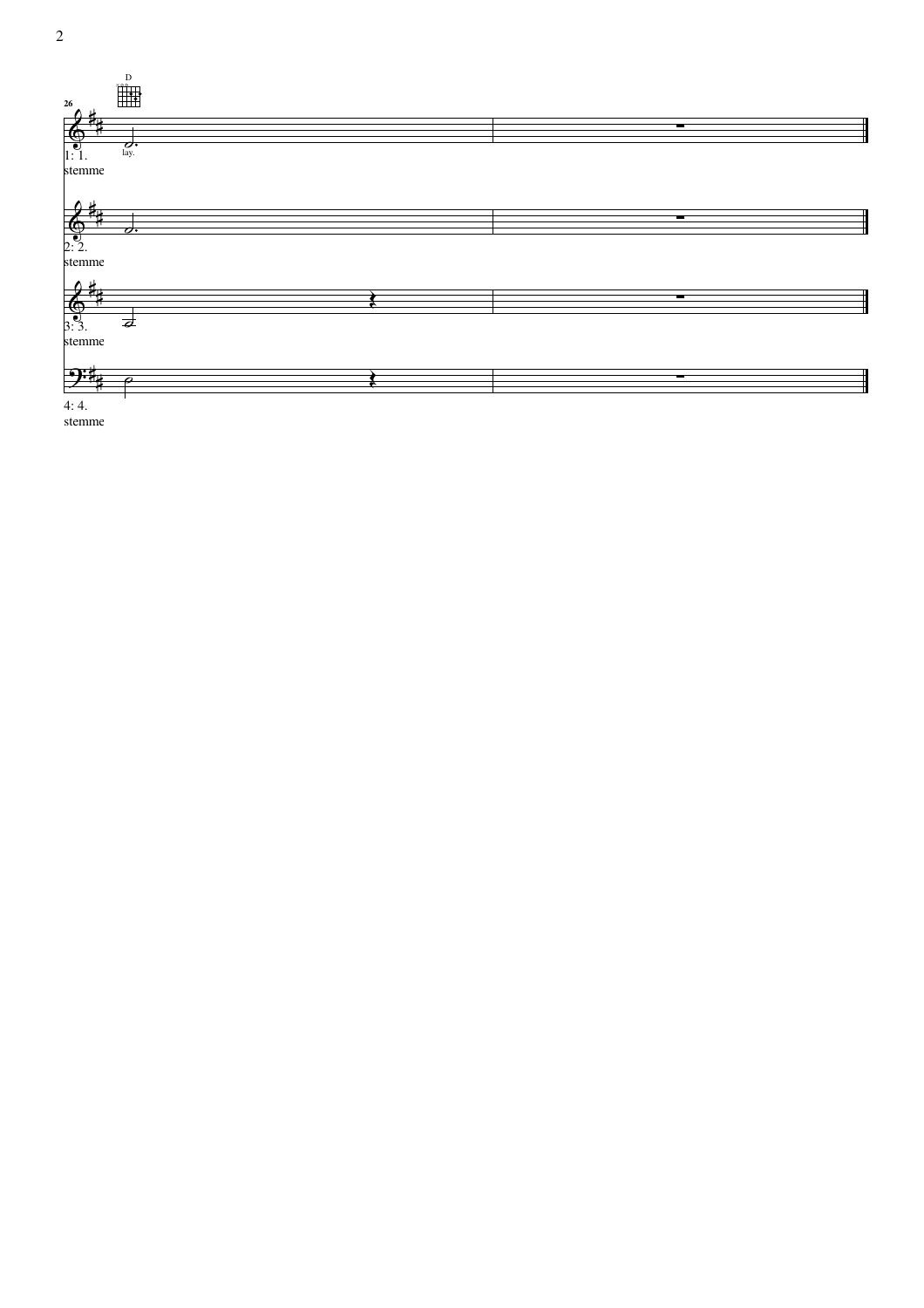D

26

1: 1. stemme

lay.

2: 2. stemme

3: 3. stemme

4: 4. stemme